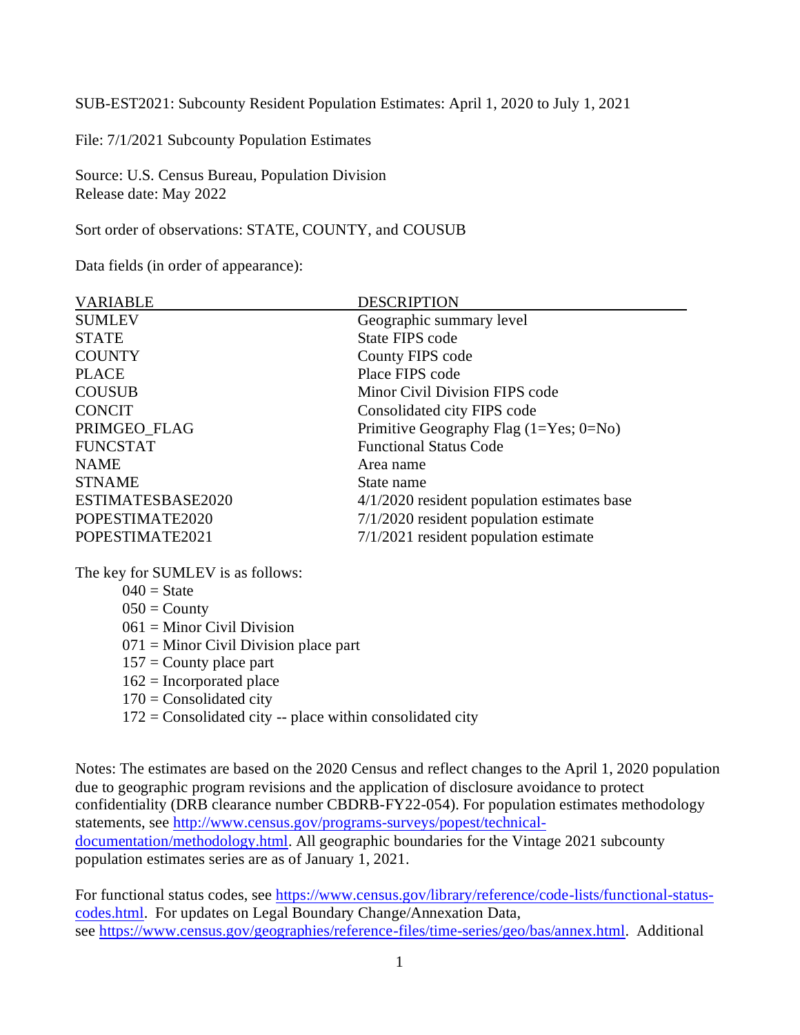SUB-EST2021: Subcounty Resident Population Estimates: April 1, 2020 to July 1, 2021

File: 7/1/2021 Subcounty Population Estimates

Source: U.S. Census Bureau, Population Division
Release date: May 2022

Sort order of observations: STATE, COUNTY, and COUSUB

Data fields (in order of appearance):

| VARIABLE | DESCRIPTION |
|---|---|
| SUMLEV | Geographic summary level |
| STATE | State FIPS code |
| COUNTY | County FIPS code |
| PLACE | Place FIPS code |
| COUSUB | Minor Civil Division FIPS code |
| CONCIT | Consolidated city FIPS code |
| PRIMGEO_FLAG | Primitive Geography Flag (1=Yes; 0=No) |
| FUNCSTAT | Functional Status Code |
| NAME | Area name |
| STNAME | State name |
| ESTIMATESBASE2020 | 4/1/2020 resident population estimates base |
| POPESTIMATE2020 | 7/1/2020 resident population estimate |
| POPESTIMATE2021 | 7/1/2021 resident population estimate |

The key for SUMLEV is as follows:

- 040 = State
- 050 = County
- 061 = Minor Civil Division
- 071 = Minor Civil Division place part
- 157 = County place part
- 162 = Incorporated place
- 170 = Consolidated city
- 172 = Consolidated city -- place within consolidated city

Notes: The estimates are based on the 2020 Census and reflect changes to the April 1, 2020 population due to geographic program revisions and the application of disclosure avoidance to protect confidentiality (DRB clearance number CBDRB-FY22-054). For population estimates methodology statements, see http://www.census.gov/programs-surveys/popest/technical-documentation/methodology.html. All geographic boundaries for the Vintage 2021 subcounty population estimates series are as of January 1, 2021.

For functional status codes, see https://www.census.gov/library/reference/code-lists/functional-status-codes.html. For updates on Legal Boundary Change/Annexation Data, see https://www.census.gov/geographies/reference-files/time-series/geo/bas/annex.html. Additional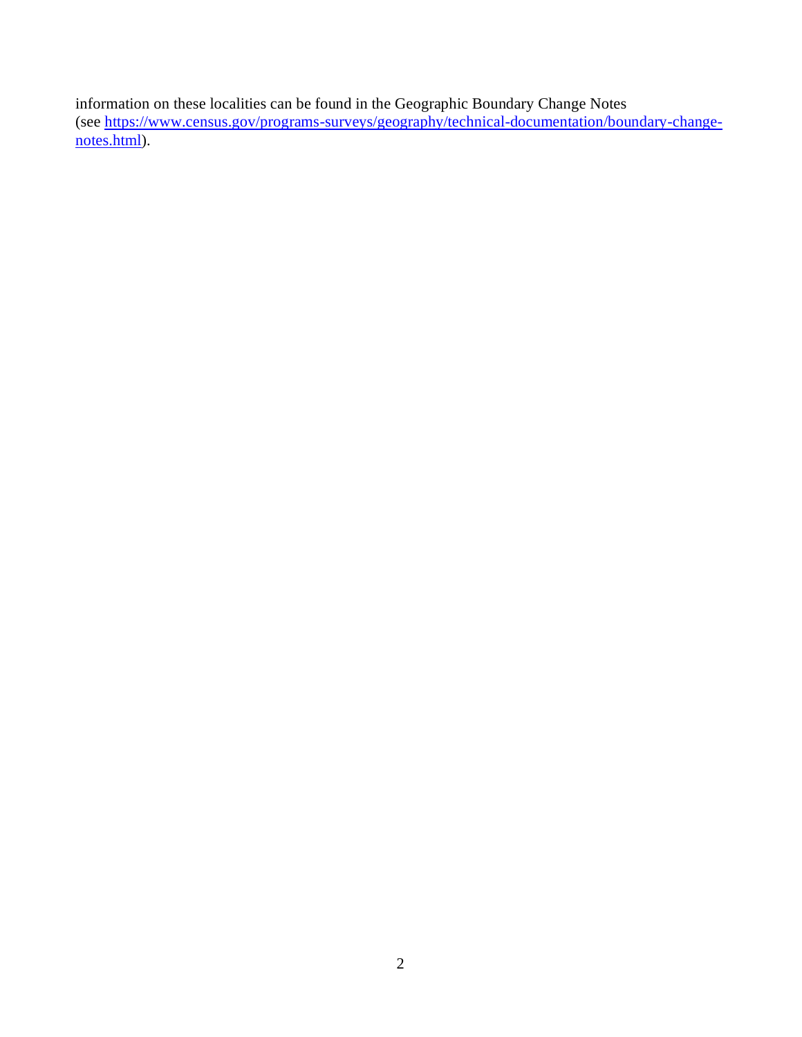information on these localities can be found in the Geographic Boundary Change Notes (see [https://www.census.gov/programs-surveys/geography/technical-documentation/boundary-change-notes.html](https://www.census.gov/programs-surveys/geography/technical-documentation/boundary-change-notes.html)).